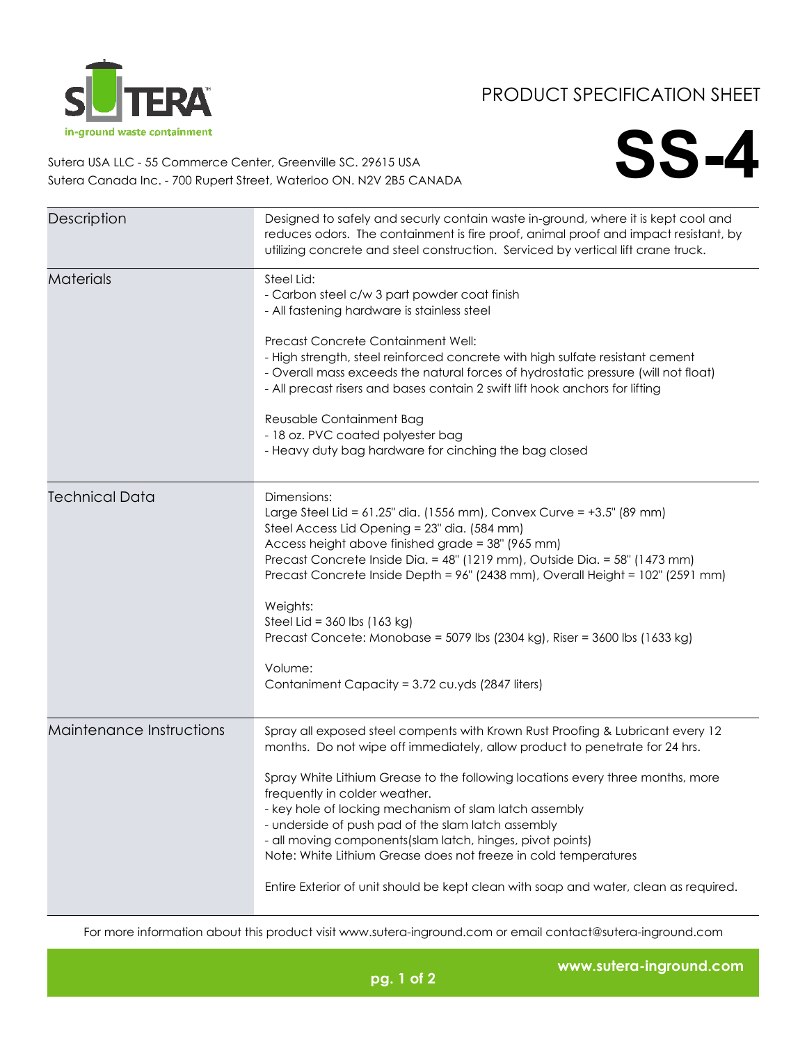# PRODUCT SPECIFICATION SHEET

# SS-4

SUTERA — in-ground waste containment

Sutera USA LLC - 55 Commerce Center, Greenville SC. 29615 USA
Sutera Canada Inc. - 700 Rupert Street, Waterloo ON. N2V 2B5 CANADA

| | |
|---|---|
| Description | Designed to safely and securly contain waste in-ground, where it is kept cool and reduces odors. The containment is fire proof, animal proof and impact resistant, by utilizing concrete and steel construction. Serviced by vertical lift crane truck. |
| Materials | Steel Lid:<br>- Carbon steel c/w 3 part powder coat finish<br>- All fastening hardware is stainless steel<br><br>Precast Concrete Containment Well:<br>- High strength, steel reinforced concrete with high sulfate resistant cement<br>- Overall mass exceeds the natural forces of hydrostatic pressure (will not float)<br>- All precast risers and bases contain 2 swift lift hook anchors for lifting<br><br>Reusable Containment Bag<br>- 18 oz. PVC coated polyester bag<br>- Heavy duty bag hardware for cinching the bag closed |
| Technical Data | Dimensions:<br>Large Steel Lid = 61.25" dia. (1556 mm), Convex Curve = +3.5" (89 mm)<br>Steel Access Lid Opening = 23" dia. (584 mm)<br>Access height above finished grade = 38" (965 mm)<br>Precast Concrete Inside Dia. = 48" (1219 mm), Outside Dia. = 58" (1473 mm)<br>Precast Concrete Inside Depth = 96" (2438 mm), Overall Height = 102" (2591 mm)<br><br>Weights:<br>Steel Lid = 360 lbs (163 kg)<br>Precast Concete: Monobase = 5079 lbs (2304 kg), Riser = 3600 lbs (1633 kg)<br><br>Volume:<br>Contaniment Capacity = 3.72 cu.yds (2847 liters) |
| Maintenance Instructions | Spray all exposed steel compents with Krown Rust Proofing & Lubricant every 12 months. Do not wipe off immediately, allow product to penetrate for 24 hrs.<br><br>Spray White Lithium Grease to the following locations every three months, more frequently in colder weather.<br>- key hole of locking mechanism of slam latch assembly<br>- underside of push pad of the slam latch assembly<br>- all moving components(slam latch, hinges, pivot points)<br>Note: White Lithium Grease does not freeze in cold temperatures<br><br>Entire Exterior of unit should be kept clean with soap and water, clean as required. |

For more information about this product visit www.sutera-inground.com or email contact@sutera-inground.com

www.sutera-inground.com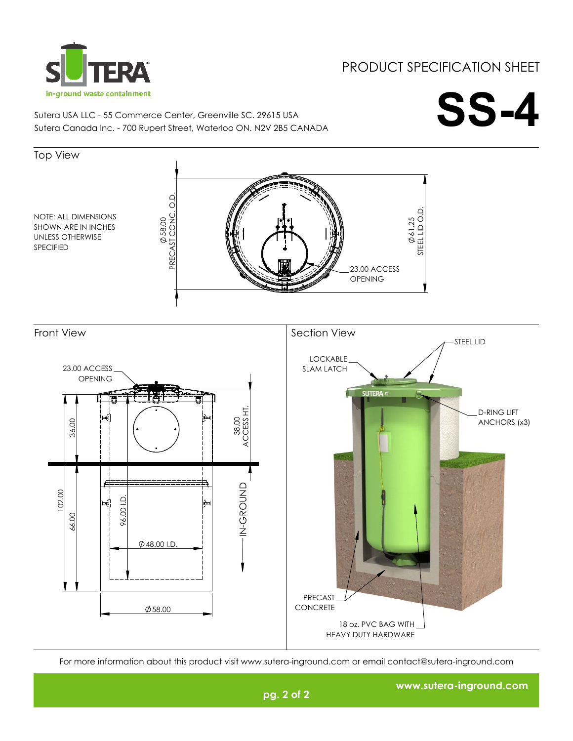PRODUCT SPECIFICATION SHEET

# SS-4

Sutera USA LLC - 55 Commerce Center, Greenville SC. 29615 USA
Sutera Canada Inc. - 700 Rupert Street, Waterloo ON. N2V 2B5 CANADA

## Top View

NOTE: ALL DIMENSIONS SHOWN ARE IN INCHES UNLESS OTHERWISE SPECIFIED

Ø58.00 PRECAST CONC. O.D.

Ø61.25 STEEL LID O.D.

23.00 ACCESS OPENING

## Front View

23.00 ACCESS OPENING

36.00

38.00 ACCESS HT.

102.00

66.00

96.00 I.D.

IN-GROUND

Ø48.00 I.D.

Ø58.00

## Section View

STEEL LID

LOCKABLE SLAM LATCH

D-RING LIFT ANCHORS (x3)

PRECAST CONCRETE

18 oz. PVC BAG WITH HEAVY DUTY HARDWARE

For more information about this product visit www.sutera-inground.com or email contact@sutera-inground.com

www.sutera-inground.com